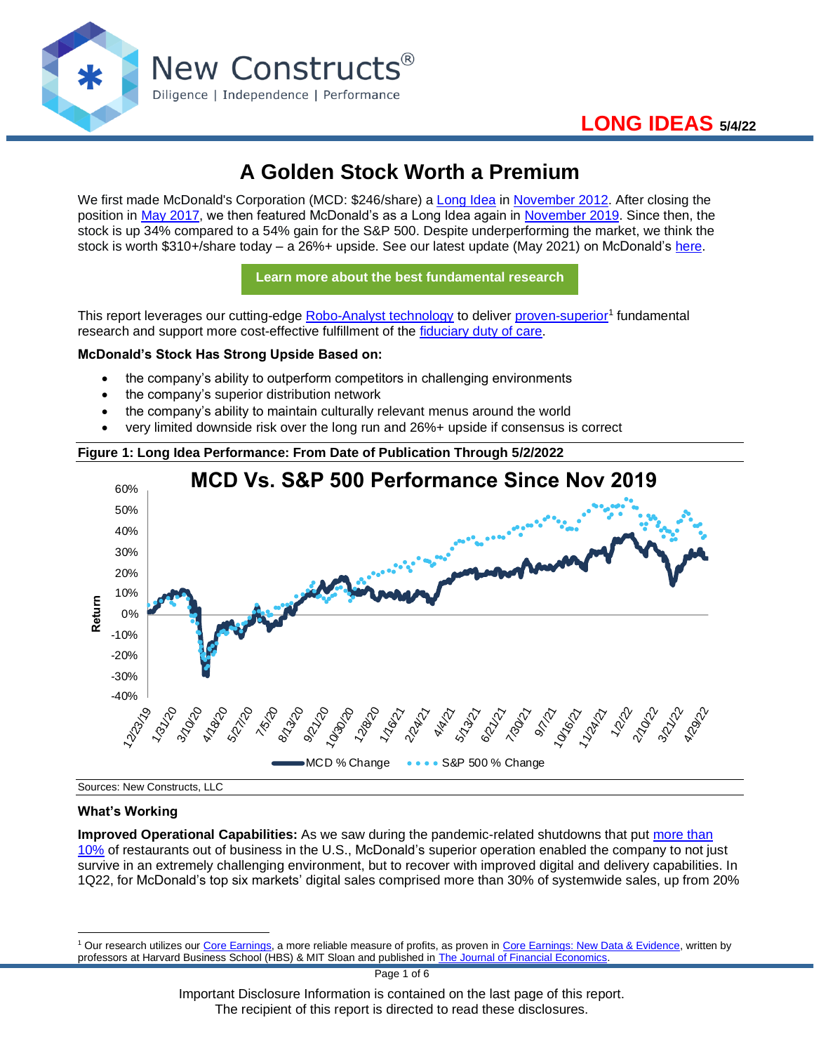LONG IDEAS 5/4/22

# A Golden Stock Worth a Premium

We first made McDonald's Corporation (MCD: $246/share) a Long Idea in November 2012. After closing the position in May 2017, we then featured McDonald's as a Long Idea again in November 2019. Since then, the stock is up 34% compared to a 54% gain for the S&P 500. Despite underperforming the market, we think the stock is worth $310+/share today – a 26%+ upside. See our latest update (May 2021) on McDonald's here.

Learn more about the best fundamental research

This report leverages our cutting-edge Robo-Analyst technology to deliver proven-superior[1] fundamental research and support more cost-effective fulfillment of the fiduciary duty of care.

**McDonald's Stock Has Strong Upside Based on:**

- the company's ability to outperform competitors in challenging environments
- the company's superior distribution network
- the company's ability to maintain culturally relevant menus around the world
- very limited downside risk over the long run and 26%+ upside if consensus is correct

**Figure 1: Long Idea Performance: From Date of Publication Through 5/2/2022**

Sources: New Constructs, LLC

**What's Working**

**Improved Operational Capabilities:** As we saw during the pandemic-related shutdowns that put more than 10% of restaurants out of business in the U.S., McDonald's superior operation enabled the company to not just survive in an extremely challenging environment, but to recover with improved digital and delivery capabilities. In 1Q22, for McDonald's top six markets' digital sales comprised more than 30% of systemwide sales, up from 20%

[1] Our research utilizes our Core Earnings, a more reliable measure of profits, as proven in Core Earnings: New Data & Evidence, written by professors at Harvard Business School (HBS) & MIT Sloan and published in The Journal of Financial Economics.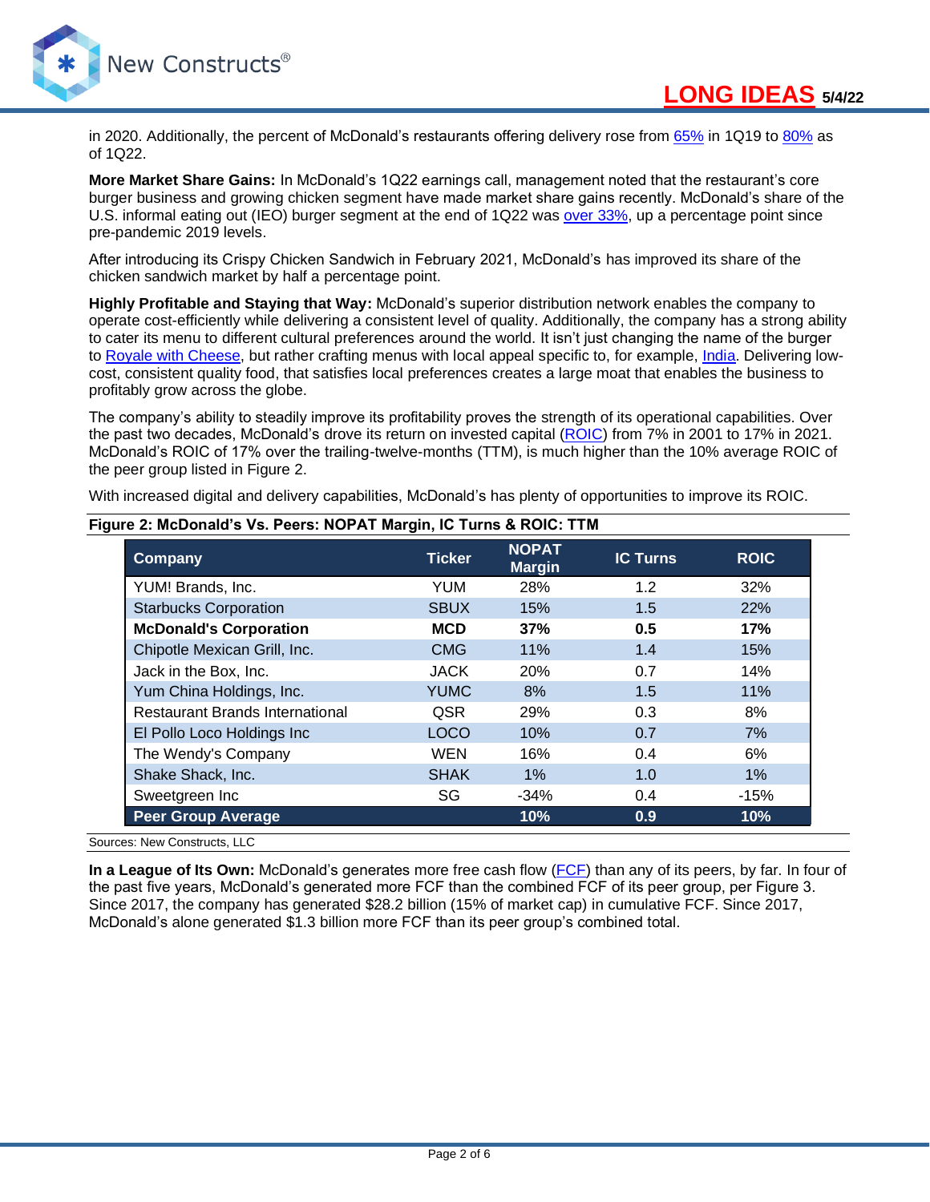in 2020. Additionally, the percent of McDonald's restaurants offering delivery rose from 65% in 1Q19 to 80% as of 1Q22.

**More Market Share Gains:** In McDonald's 1Q22 earnings call, management noted that the restaurant's core burger business and growing chicken segment have made market share gains recently. McDonald's share of the U.S. informal eating out (IEO) burger segment at the end of 1Q22 was over 33%, up a percentage point since pre-pandemic 2019 levels.

After introducing its Crispy Chicken Sandwich in February 2021, McDonald's has improved its share of the chicken sandwich market by half a percentage point.

**Highly Profitable and Staying that Way:** McDonald's superior distribution network enables the company to operate cost-efficiently while delivering a consistent level of quality. Additionally, the company has a strong ability to cater its menu to different cultural preferences around the world. It isn't just changing the name of the burger to Royale with Cheese, but rather crafting menus with local appeal specific to, for example, India. Delivering low-cost, consistent quality food, that satisfies local preferences creates a large moat that enables the business to profitably grow across the globe.

The company's ability to steadily improve its profitability proves the strength of its operational capabilities. Over the past two decades, McDonald's drove its return on invested capital (ROIC) from 7% in 2001 to 17% in 2021. McDonald's ROIC of 17% over the trailing-twelve-months (TTM), is much higher than the 10% average ROIC of the peer group listed in Figure 2.

With increased digital and delivery capabilities, McDonald's has plenty of opportunities to improve its ROIC.

**Figure 2: McDonald's Vs. Peers: NOPAT Margin, IC Turns & ROIC: TTM**

| Company | Ticker | NOPAT Margin | IC Turns | ROIC |
|---|---|---|---|---|
| YUM! Brands, Inc. | YUM | 28% | 1.2 | 32% |
| Starbucks Corporation | SBUX | 15% | 1.5 | 22% |
| **McDonald's Corporation** | **MCD** | **37%** | **0.5** | **17%** |
| Chipotle Mexican Grill, Inc. | CMG | 11% | 1.4 | 15% |
| Jack in the Box, Inc. | JACK | 20% | 0.7 | 14% |
| Yum China Holdings, Inc. | YUMC | 8% | 1.5 | 11% |
| Restaurant Brands International | QSR | 29% | 0.3 | 8% |
| El Pollo Loco Holdings Inc | LOCO | 10% | 0.7 | 7% |
| The Wendy's Company | WEN | 16% | 0.4 | 6% |
| Shake Shack, Inc. | SHAK | 1% | 1.0 | 1% |
| Sweetgreen Inc | SG | -34% | 0.4 | -15% |
| **Peer Group Average** | | **10%** | **0.9** | **10%** |

Sources: New Constructs, LLC

**In a League of Its Own:** McDonald's generates more free cash flow (FCF) than any of its peers, by far. In four of the past five years, McDonald's generated more FCF than the combined FCF of its peer group, per Figure 3. Since 2017, the company has generated $28.2 billion (15% of market cap) in cumulative FCF. Since 2017, McDonald's alone generated $1.3 billion more FCF than its peer group's combined total.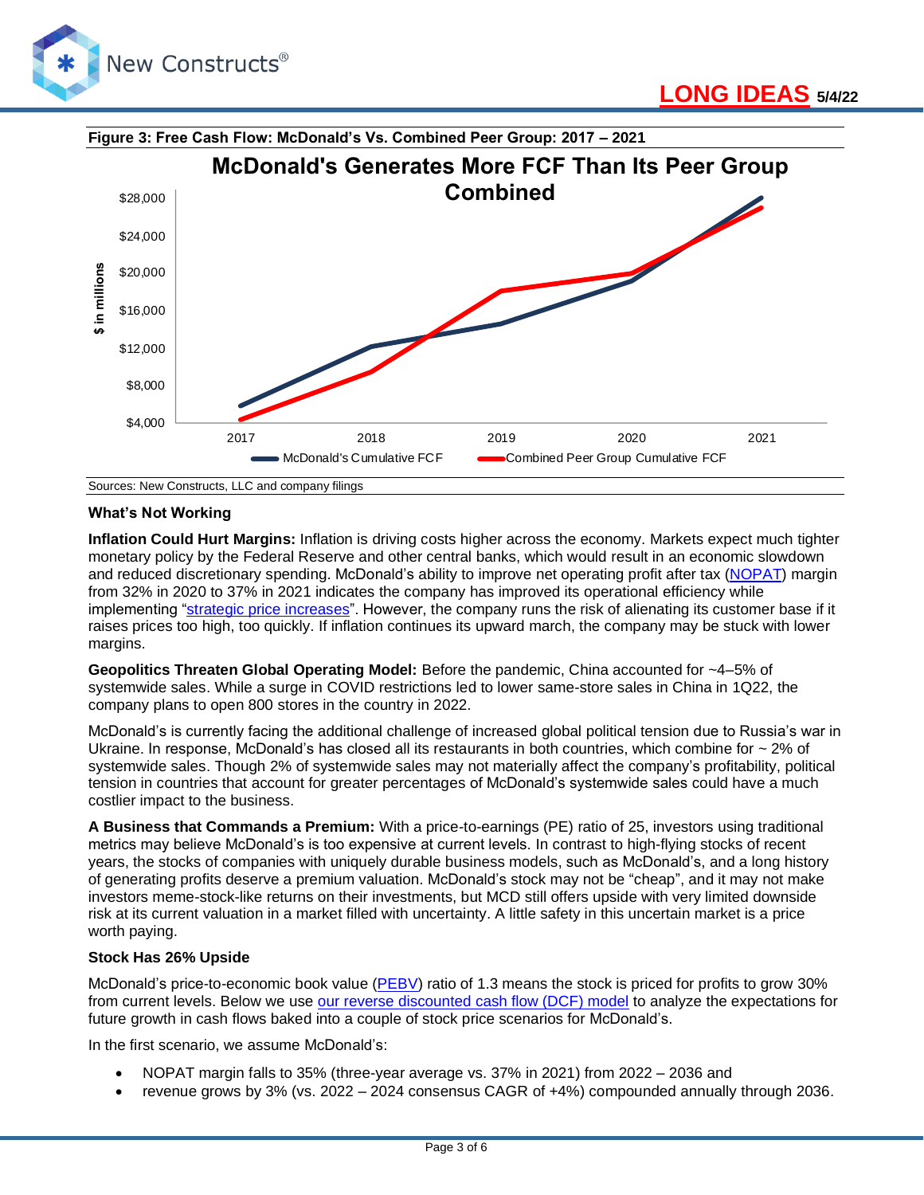**Figure 3: Free Cash Flow: McDonald's Vs. Combined Peer Group: 2017 – 2021**

Sources: New Constructs, LLC and company filings

### What's Not Working

**Inflation Could Hurt Margins:** Inflation is driving costs higher across the economy. Markets expect much tighter monetary policy by the Federal Reserve and other central banks, which would result in an economic slowdown and reduced discretionary spending. McDonald's ability to improve net operating profit after tax (NOPAT) margin from 32% in 2020 to 37% in 2021 indicates the company has improved its operational efficiency while implementing "strategic price increases". However, the company runs the risk of alienating its customer base if it raises prices too high, too quickly. If inflation continues its upward march, the company may be stuck with lower margins.

**Geopolitics Threaten Global Operating Model:** Before the pandemic, China accounted for ~4–5% of systemwide sales. While a surge in COVID restrictions led to lower same-store sales in China in 1Q22, the company plans to open 800 stores in the country in 2022.

McDonald's is currently facing the additional challenge of increased global political tension due to Russia's war in Ukraine. In response, McDonald's has closed all its restaurants in both countries, which combine for ~ 2% of systemwide sales. Though 2% of systemwide sales may not materially affect the company's profitability, political tension in countries that account for greater percentages of McDonald's systemwide sales could have a much costlier impact to the business.

**A Business that Commands a Premium:** With a price-to-earnings (PE) ratio of 25, investors using traditional metrics may believe McDonald's is too expensive at current levels. In contrast to high-flying stocks of recent years, the stocks of companies with uniquely durable business models, such as McDonald's, and a long history of generating profits deserve a premium valuation. McDonald's stock may not be "cheap", and it may not make investors meme-stock-like returns on their investments, but MCD still offers upside with very limited downside risk at its current valuation in a market filled with uncertainty. A little safety in this uncertain market is a price worth paying.

### Stock Has 26% Upside

McDonald's price-to-economic book value (PEBV) ratio of 1.3 means the stock is priced for profits to grow 30% from current levels. Below we use our reverse discounted cash flow (DCF) model to analyze the expectations for future growth in cash flows baked into a couple of stock price scenarios for McDonald's.

In the first scenario, we assume McDonald's:

- NOPAT margin falls to 35% (three-year average vs. 37% in 2021) from 2022 – 2036 and
- revenue grows by 3% (vs. 2022 – 2024 consensus CAGR of +4%) compounded annually through 2036.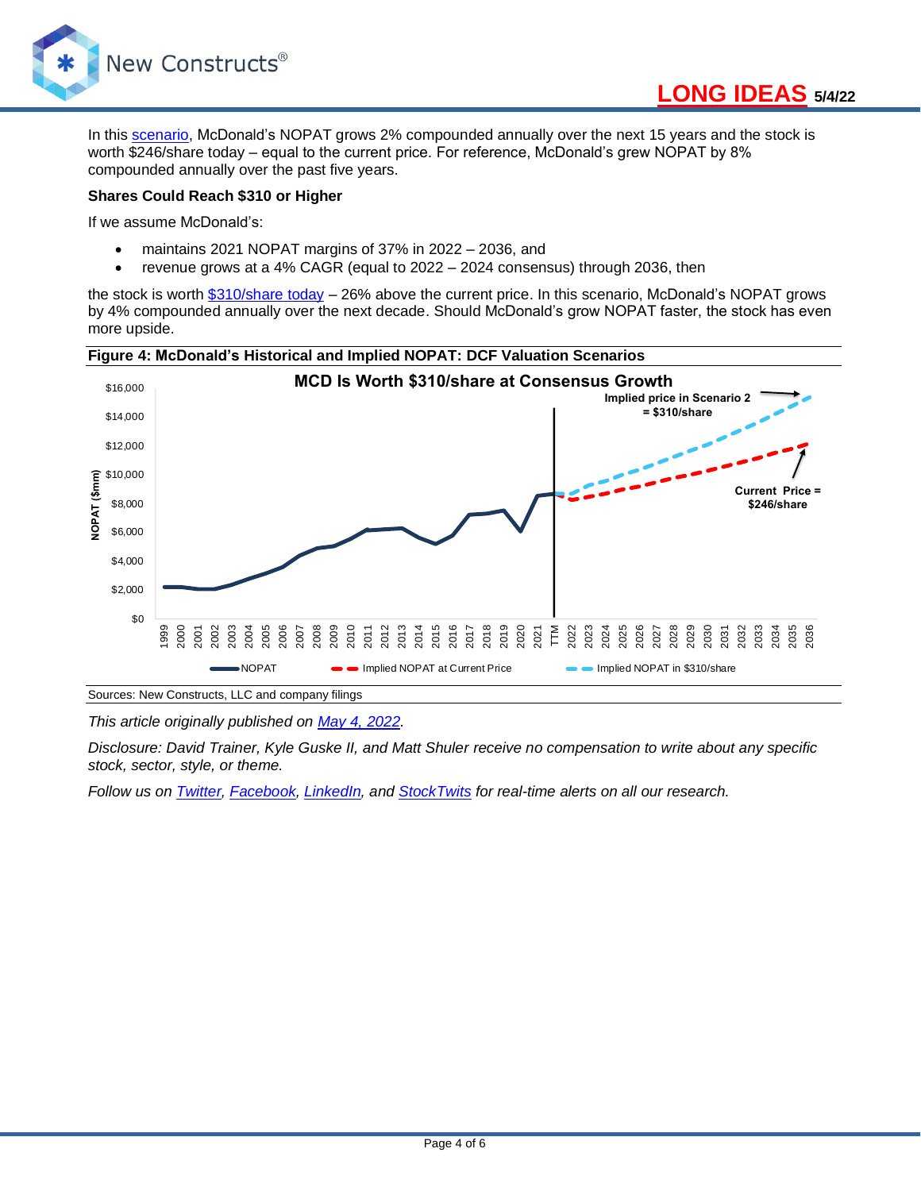In this scenario, McDonald's NOPAT grows 2% compounded annually over the next 15 years and the stock is worth $246/share today – equal to the current price. For reference, McDonald's grew NOPAT by 8% compounded annually over the past five years.

**Shares Could Reach $310 or Higher**

If we assume McDonald's:

- maintains 2021 NOPAT margins of 37% in 2022 – 2036, and
- revenue grows at a 4% CAGR (equal to 2022 – 2024 consensus) through 2036, then

the stock is worth $310/share today – 26% above the current price. In this scenario, McDonald's NOPAT grows by 4% compounded annually over the next decade. Should McDonald's grow NOPAT faster, the stock has even more upside.

**Figure 4: McDonald's Historical and Implied NOPAT: DCF Valuation Scenarios**

Sources: New Constructs, LLC and company filings

*This article originally published on May 4, 2022.*

*Disclosure: David Trainer, Kyle Guske II, and Matt Shuler receive no compensation to write about any specific stock, sector, style, or theme.*

*Follow us on Twitter, Facebook, LinkedIn, and StockTwits for real-time alerts on all our research.*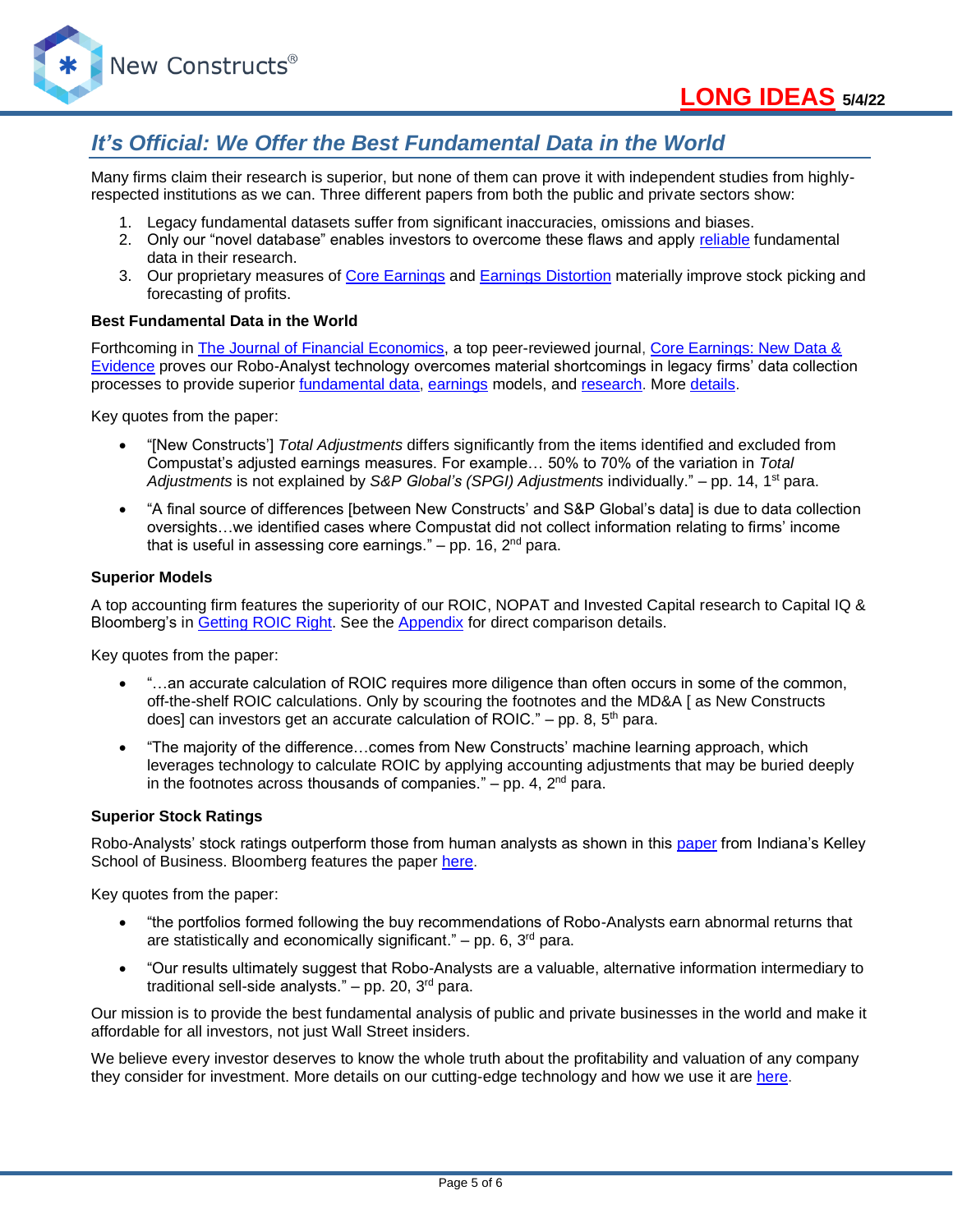## It's Official: We Offer the Best Fundamental Data in the World

Many firms claim their research is superior, but none of them can prove it with independent studies from highly-respected institutions as we can. Three different papers from both the public and private sectors show:

1. Legacy fundamental datasets suffer from significant inaccuracies, omissions and biases.
2. Only our "novel database" enables investors to overcome these flaws and apply reliable fundamental data in their research.
3. Our proprietary measures of Core Earnings and Earnings Distortion materially improve stock picking and forecasting of profits.

**Best Fundamental Data in the World**

Forthcoming in The Journal of Financial Economics, a top peer-reviewed journal, Core Earnings: New Data & Evidence proves our Robo-Analyst technology overcomes material shortcomings in legacy firms' data collection processes to provide superior fundamental data, earnings models, and research. More details.

Key quotes from the paper:

- "[New Constructs'] *Total Adjustments* differs significantly from the items identified and excluded from Compustat's adjusted earnings measures. For example… 50% to 70% of the variation in *Total Adjustments* is not explained by *S&P Global's (SPGI) Adjustments* individually." – pp. 14, 1st para.
- "A final source of differences [between New Constructs' and S&P Global's data] is due to data collection oversights…we identified cases where Compustat did not collect information relating to firms' income that is useful in assessing core earnings." – pp. 16, 2nd para.

**Superior Models**

A top accounting firm features the superiority of our ROIC, NOPAT and Invested Capital research to Capital IQ & Bloomberg's in Getting ROIC Right. See the Appendix for direct comparison details.

Key quotes from the paper:

- "…an accurate calculation of ROIC requires more diligence than often occurs in some of the common, off-the-shelf ROIC calculations. Only by scouring the footnotes and the MD&A [ as New Constructs does] can investors get an accurate calculation of ROIC." – pp. 8, 5th para.
- "The majority of the difference…comes from New Constructs' machine learning approach, which leverages technology to calculate ROIC by applying accounting adjustments that may be buried deeply in the footnotes across thousands of companies." – pp. 4, 2nd para.

**Superior Stock Ratings**

Robo-Analysts' stock ratings outperform those from human analysts as shown in this paper from Indiana's Kelley School of Business. Bloomberg features the paper here.

Key quotes from the paper:

- "the portfolios formed following the buy recommendations of Robo-Analysts earn abnormal returns that are statistically and economically significant." – pp. 6, 3rd para.
- "Our results ultimately suggest that Robo-Analysts are a valuable, alternative information intermediary to traditional sell-side analysts." – pp. 20, 3rd para.

Our mission is to provide the best fundamental analysis of public and private businesses in the world and make it affordable for all investors, not just Wall Street insiders.

We believe every investor deserves to know the whole truth about the profitability and valuation of any company they consider for investment. More details on our cutting-edge technology and how we use it are here.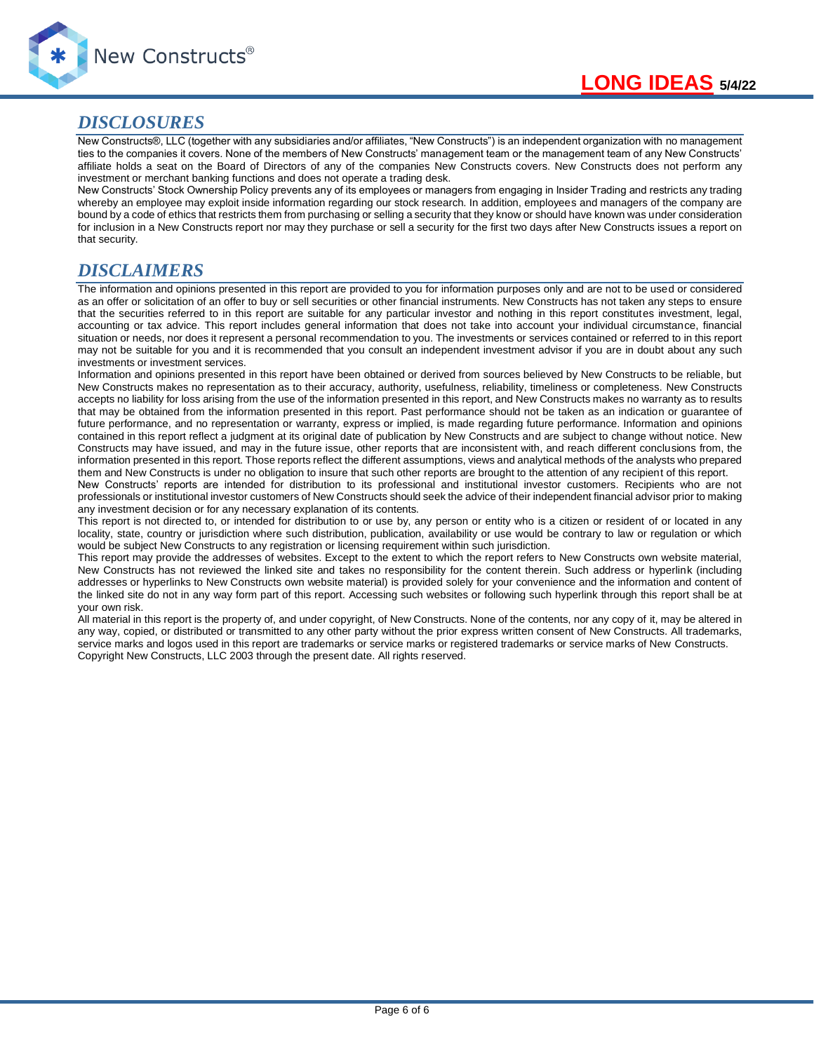## DISCLOSURES

New Constructs®, LLC (together with any subsidiaries and/or affiliates, "New Constructs") is an independent organization with no management ties to the companies it covers. None of the members of New Constructs' management team or the management team of any New Constructs' affiliate holds a seat on the Board of Directors of any of the companies New Constructs covers. New Constructs does not perform any investment or merchant banking functions and does not operate a trading desk.

New Constructs' Stock Ownership Policy prevents any of its employees or managers from engaging in Insider Trading and restricts any trading whereby an employee may exploit inside information regarding our stock research. In addition, employees and managers of the company are bound by a code of ethics that restricts them from purchasing or selling a security that they know or should have known was under consideration for inclusion in a New Constructs report nor may they purchase or sell a security for the first two days after New Constructs issues a report on that security.

## DISCLAIMERS

The information and opinions presented in this report are provided to you for information purposes only and are not to be used or considered as an offer or solicitation of an offer to buy or sell securities or other financial instruments. New Constructs has not taken any steps to ensure that the securities referred to in this report are suitable for any particular investor and nothing in this report constitutes investment, legal, accounting or tax advice. This report includes general information that does not take into account your individual circumstance, financial situation or needs, nor does it represent a personal recommendation to you. The investments or services contained or referred to in this report may not be suitable for you and it is recommended that you consult an independent investment advisor if you are in doubt about any such investments or investment services.

Information and opinions presented in this report have been obtained or derived from sources believed by New Constructs to be reliable, but New Constructs makes no representation as to their accuracy, authority, usefulness, reliability, timeliness or completeness. New Constructs accepts no liability for loss arising from the use of the information presented in this report, and New Constructs makes no warranty as to results that may be obtained from the information presented in this report. Past performance should not be taken as an indication or guarantee of future performance, and no representation or warranty, express or implied, is made regarding future performance. Information and opinions contained in this report reflect a judgment at its original date of publication by New Constructs and are subject to change without notice. New Constructs may have issued, and may in the future issue, other reports that are inconsistent with, and reach different conclusions from, the information presented in this report. Those reports reflect the different assumptions, views and analytical methods of the analysts who prepared them and New Constructs is under no obligation to insure that such other reports are brought to the attention of any recipient of this report.

New Constructs' reports are intended for distribution to its professional and institutional investor customers. Recipients who are not professionals or institutional investor customers of New Constructs should seek the advice of their independent financial advisor prior to making any investment decision or for any necessary explanation of its contents.

This report is not directed to, or intended for distribution to or use by, any person or entity who is a citizen or resident of or located in any locality, state, country or jurisdiction where such distribution, publication, availability or use would be contrary to law or regulation or which would be subject New Constructs to any registration or licensing requirement within such jurisdiction.

This report may provide the addresses of websites. Except to the extent to which the report refers to New Constructs own website material, New Constructs has not reviewed the linked site and takes no responsibility for the content therein. Such address or hyperlink (including addresses or hyperlinks to New Constructs own website material) is provided solely for your convenience and the information and content of the linked site do not in any way form part of this report. Accessing such websites or following such hyperlink through this report shall be at your own risk.

All material in this report is the property of, and under copyright, of New Constructs. None of the contents, nor any copy of it, may be altered in any way, copied, or distributed or transmitted to any other party without the prior express written consent of New Constructs. All trademarks, service marks and logos used in this report are trademarks or service marks or registered trademarks or service marks of New Constructs.

Copyright New Constructs, LLC 2003 through the present date. All rights reserved.